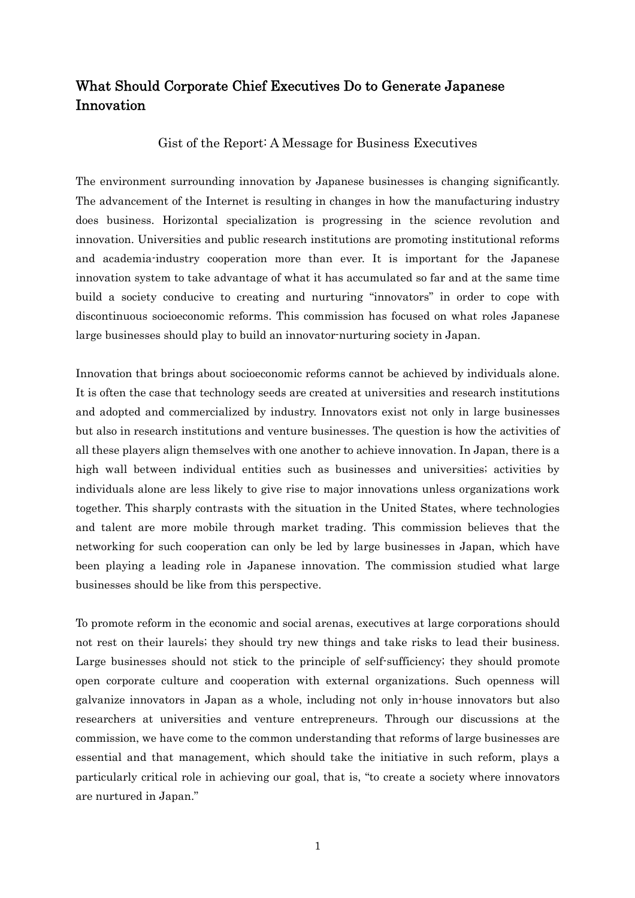# What Should Corporate Chief Executives Do to Generate Japanese Innovation

## Gist of the Report: A Message for Business Executives

The environment surrounding innovation by Japanese businesses is changing significantly. The advancement of the Internet is resulting in changes in how the manufacturing industry does business. Horizontal specialization is progressing in the science revolution and innovation. Universities and public research institutions are promoting institutional reforms and academia-industry cooperation more than ever. It is important for the Japanese innovation system to take advantage of what it has accumulated so far and at the same time build a society conducive to creating and nurturing "innovators" in order to cope with discontinuous socioeconomic reforms. This commission has focused on what roles Japanese large businesses should play to build an innovator-nurturing society in Japan.

Innovation that brings about socioeconomic reforms cannot be achieved by individuals alone. It is often the case that technology seeds are created at universities and research institutions and adopted and commercialized by industry. Innovators exist not only in large businesses but also in research institutions and venture businesses. The question is how the activities of all these players align themselves with one another to achieve innovation. In Japan, there is a high wall between individual entities such as businesses and universities; activities by individuals alone are less likely to give rise to major innovations unless organizations work together. This sharply contrasts with the situation in the United States, where technologies and talent are more mobile through market trading. This commission believes that the networking for such cooperation can only be led by large businesses in Japan, which have been playing a leading role in Japanese innovation. The commission studied what large businesses should be like from this perspective.

To promote reform in the economic and social arenas, executives at large corporations should not rest on their laurels; they should try new things and take risks to lead their business. Large businesses should not stick to the principle of self-sufficiency; they should promote open corporate culture and cooperation with external organizations. Such openness will galvanize innovators in Japan as a whole, including not only in-house innovators but also researchers at universities and venture entrepreneurs. Through our discussions at the commission, we have come to the common understanding that reforms of large businesses are essential and that management, which should take the initiative in such reform, plays a particularly critical role in achieving our goal, that is, "to create a society where innovators are nurtured in Japan."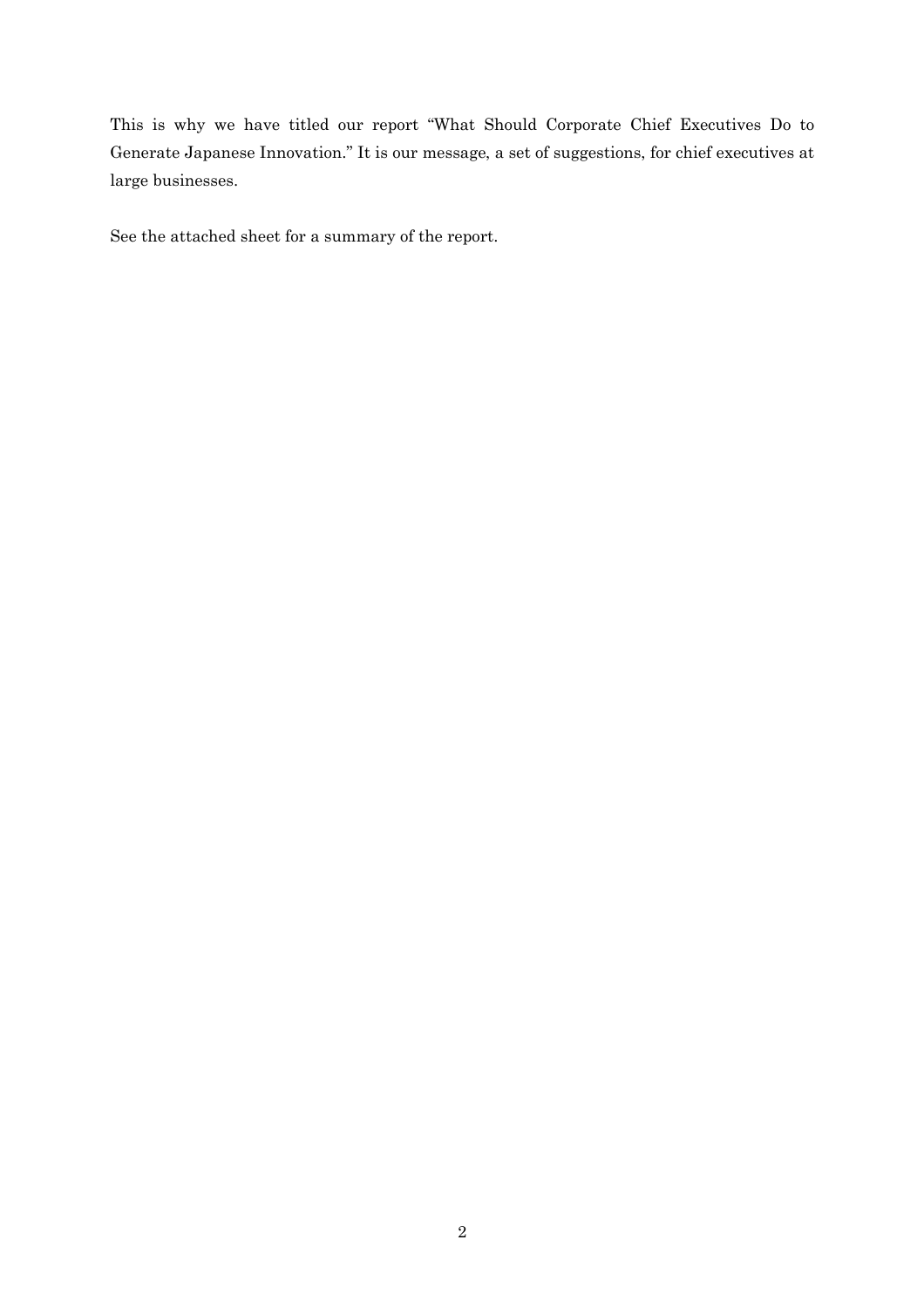This is why we have titled our report "What Should Corporate Chief Executives Do to Generate Japanese Innovation." It is our message, a set of suggestions, for chief executives at large businesses.

See the attached sheet for a summary of the report.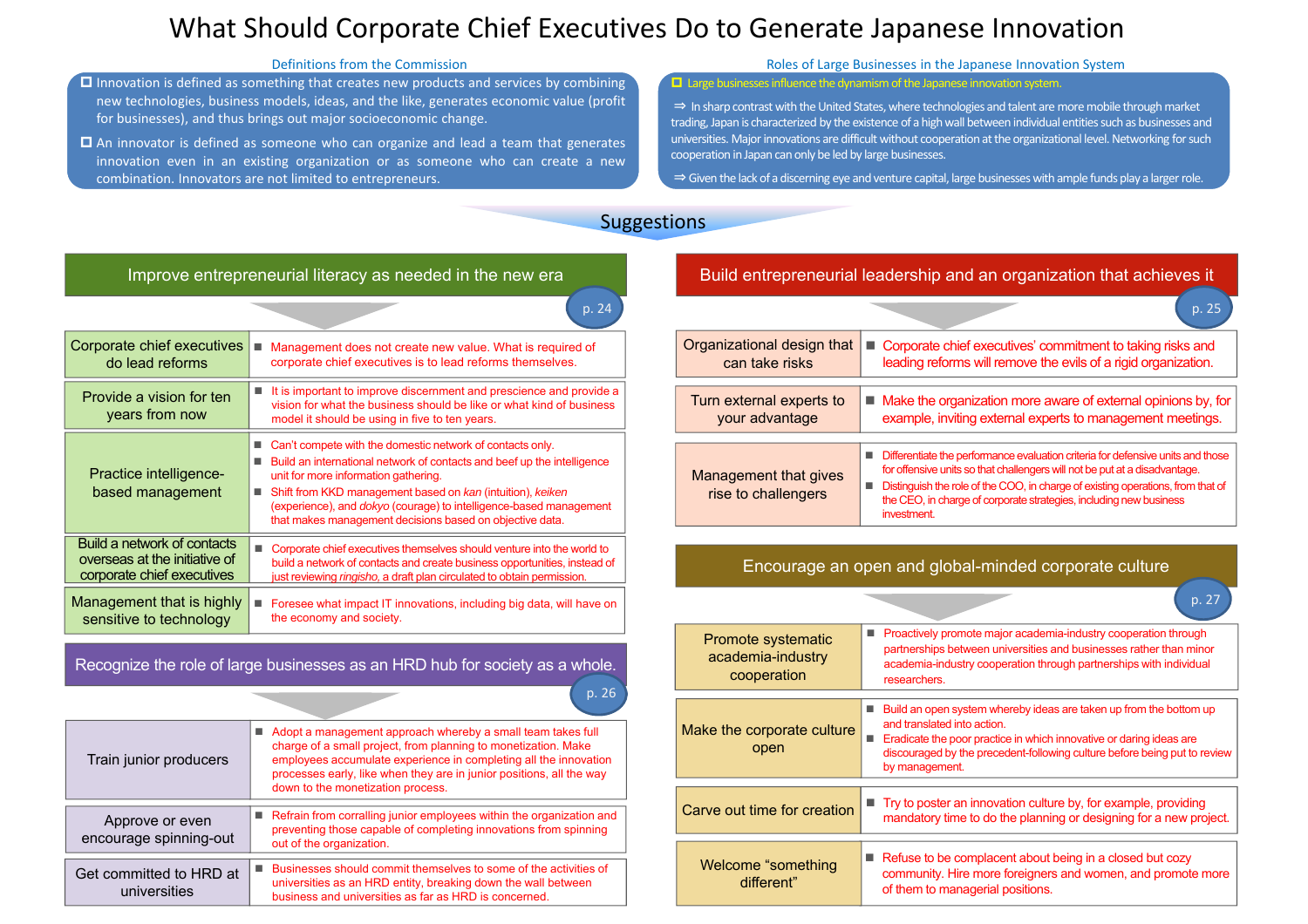# What Should Corporate Chief Executives Do to Generate Japanese Innovation

## Definitions from the Commission

- Innovation is defined as something that creates new products and services by combining new technologies, business models, ideas, and the like, generates economic value (profit for businesses), and thus brings out major socioeconomic change.
- An innovator is defined as someone who can organize and lead a team that generates innovation even in an existing organization or as someone who can create a new combination. Innovators are not limited to entrepreneurs.

## Roles of Large Businesses in the Japanese Innovation System

- Large businesses influence the dynamism of the Japanese innovation system.

⇒ In sharp contrast with the United States, where technologies and talent are more mobile through market trading, Japan is characterized by the existence of a high wall between individual entities such as businesses and universities. Major innovations are difficult without cooperation at the organizational level. Networking for such cooperation in Japan can only be led by large businesses.

⇒ Given the lack of a discerning eye and venture capital, large businesses with ample funds play a larger role.

## Suggestions

### Improve entrepreneurial literacy as needed in the new era (p. 24)

| | |
|---|---|
| Corporate chief executives do lead reforms | ■ Management does not create new value. What is required of corporate chief executives is to lead reforms themselves. |
| Provide a vision for ten years from now | ■ It is important to improve discernment and prescience and provide a vision for what the business should be like or what kind of business model it should be using in five to ten years. |
| Practice intelligence-based management | ■ Can't compete with the domestic network of contacts only.<br>■ Build an international network of contacts and beef up the intelligence unit for more information gathering.<br>■ Shift from KKD management based on *kan* (intuition), *keiken* (experience), and *dokyo* (courage) to intelligence-based management that makes management decisions based on objective data. |
| Build a network of contacts overseas at the initiative of corporate chief executives | ■ Corporate chief executives themselves should venture into the world to build a network of contacts and create business opportunities, instead of just reviewing *ringisho*, a draft plan circulated to obtain permission. |
| Management that is highly sensitive to technology | ■ Foresee what impact IT innovations, including big data, will have on the economy and society. |

### Recognize the role of large businesses as an HRD hub for society as a whole. (p. 26)

| | |
|---|---|
| Train junior producers | ■ Adopt a management approach whereby a small team takes full charge of a small project, from planning to monetization. Make employees accumulate experience in completing all the innovation processes early, like when they are in junior positions, all the way down to the monetization process. |
| Approve or even encourage spinning-out | ■ Refrain from corralling junior employees within the organization and preventing those capable of completing innovations from spinning out of the organization. |
| Get committed to HRD at universities | ■ Businesses should commit themselves to some of the activities of universities as an HRD entity, breaking down the wall between business and universities as far as HRD is concerned. |

### Build entrepreneurial leadership and an organization that achieves it (p. 25)

| | |
|---|---|
| Organizational design that can take risks | ■ Corporate chief executives' commitment to taking risks and leading reforms will remove the evils of a rigid organization. |
| Turn external experts to your advantage | ■ Make the organization more aware of external opinions by, for example, inviting external experts to management meetings. |
| Management that gives rise to challengers | ■ Differentiate the performance evaluation criteria for defensive units and those for offensive units so that challengers will not be put at a disadvantage.<br>■ Distinguish the role of the COO, in charge of existing operations, from that of the CEO, in charge of corporate strategies, including new business investment. |

### Encourage an open and global-minded corporate culture (p. 27)

| | |
|---|---|
| Promote systematic academia-industry cooperation | ■ Proactively promote major academia-industry cooperation through partnerships between universities and businesses rather than minor academia-industry cooperation through partnerships with individual researchers. |
| Make the corporate culture open | ■ Build an open system whereby ideas are taken up from the bottom up and translated into action.<br>■ Eradicate the poor practice in which innovative or daring ideas are discouraged by the precedent-following culture before being put to review by management. |
| Carve out time for creation | ■ Try to poster an innovation culture by, for example, providing mandatory time to do the planning or designing for a new project. |
| Welcome "something different" | ■ Refuse to be complacent about being in a closed but cozy community. Hire more foreigners and women, and promote more of them to managerial positions. |